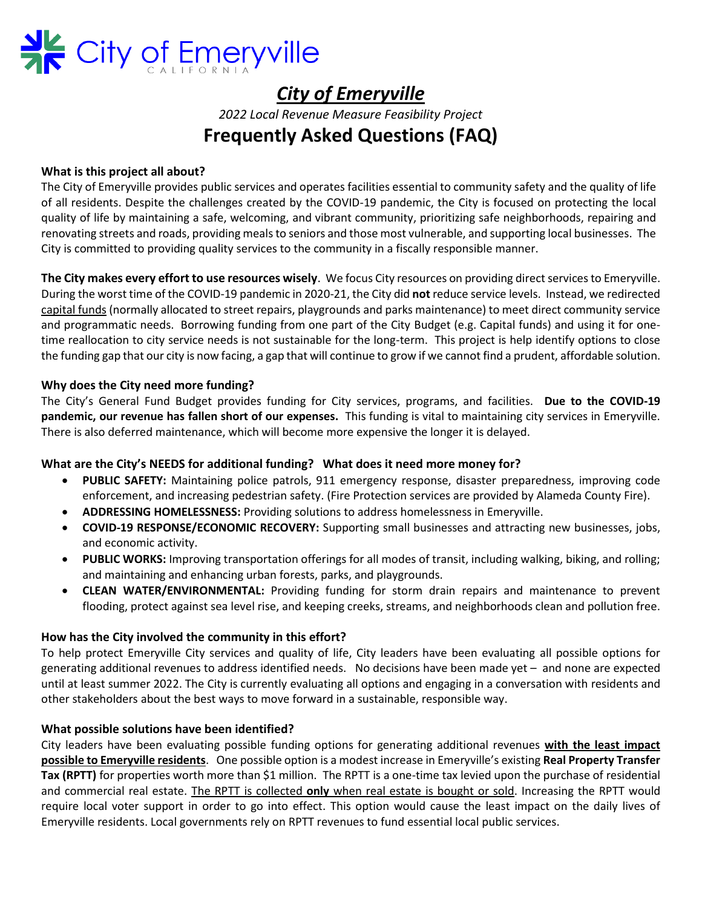# City of Emeryville

## *City of Emeryville*

*2022 Local Revenue Measure Feasibility Project*

# Frequently Asked Questions (FAQ)

**What is this project all about?**

The City of Emeryville provides public services and operates facilities essential to community safety and the quality of life of all residents. Despite the challenges created by the COVID-19 pandemic, the City is focused on protecting the local quality of life by maintaining a safe, welcoming, and vibrant community, prioritizing safe neighborhoods, repairing and renovating streets and roads, providing meals to seniors and those most vulnerable, and supporting local businesses. The City is committed to providing quality services to the community in a fiscally responsible manner.

**The City makes every effort to use resources wisely**. We focus City resources on providing direct services to Emeryville. During the worst time of the COVID-19 pandemic in 2020-21, the City did **not** reduce service levels. Instead, we redirected capital funds (normally allocated to street repairs, playgrounds and parks maintenance) to meet direct community service and programmatic needs. Borrowing funding from one part of the City Budget (e.g. Capital funds) and using it for one-time reallocation to city service needs is not sustainable for the long-term. This project is help identify options to close the funding gap that our city is now facing, a gap that will continue to grow if we cannot find a prudent, affordable solution.

**Why does the City need more funding?**

The City's General Fund Budget provides funding for City services, programs, and facilities. **Due to the COVID-19 pandemic, our revenue has fallen short of our expenses.** This funding is vital to maintaining city services in Emeryville. There is also deferred maintenance, which will become more expensive the longer it is delayed.

**What are the City's NEEDS for additional funding? What does it need more money for?**

- **PUBLIC SAFETY:** Maintaining police patrols, 911 emergency response, disaster preparedness, improving code enforcement, and increasing pedestrian safety. (Fire Protection services are provided by Alameda County Fire).
- **ADDRESSING HOMELESSNESS:** Providing solutions to address homelessness in Emeryville.
- **COVID-19 RESPONSE/ECONOMIC RECOVERY:** Supporting small businesses and attracting new businesses, jobs, and economic activity.
- **PUBLIC WORKS:** Improving transportation offerings for all modes of transit, including walking, biking, and rolling; and maintaining and enhancing urban forests, parks, and playgrounds.
- **CLEAN WATER/ENVIRONMENTAL:** Providing funding for storm drain repairs and maintenance to prevent flooding, protect against sea level rise, and keeping creeks, streams, and neighborhoods clean and pollution free.

**How has the City involved the community in this effort?**

To help protect Emeryville City services and quality of life, City leaders have been evaluating all possible options for generating additional revenues to address identified needs. No decisions have been made yet – and none are expected until at least summer 2022. The City is currently evaluating all options and engaging in a conversation with residents and other stakeholders about the best ways to move forward in a sustainable, responsible way.

**What possible solutions have been identified?**

City leaders have been evaluating possible funding options for generating additional revenues **with the least impact possible to Emeryville residents**. One possible option is a modest increase in Emeryville's existing **Real Property Transfer Tax (RPTT)** for properties worth more than $1 million. The RPTT is a one-time tax levied upon the purchase of residential and commercial real estate. The RPTT is collected **only** when real estate is bought or sold. Increasing the RPTT would require local voter support in order to go into effect. This option would cause the least impact on the daily lives of Emeryville residents. Local governments rely on RPTT revenues to fund essential local public services.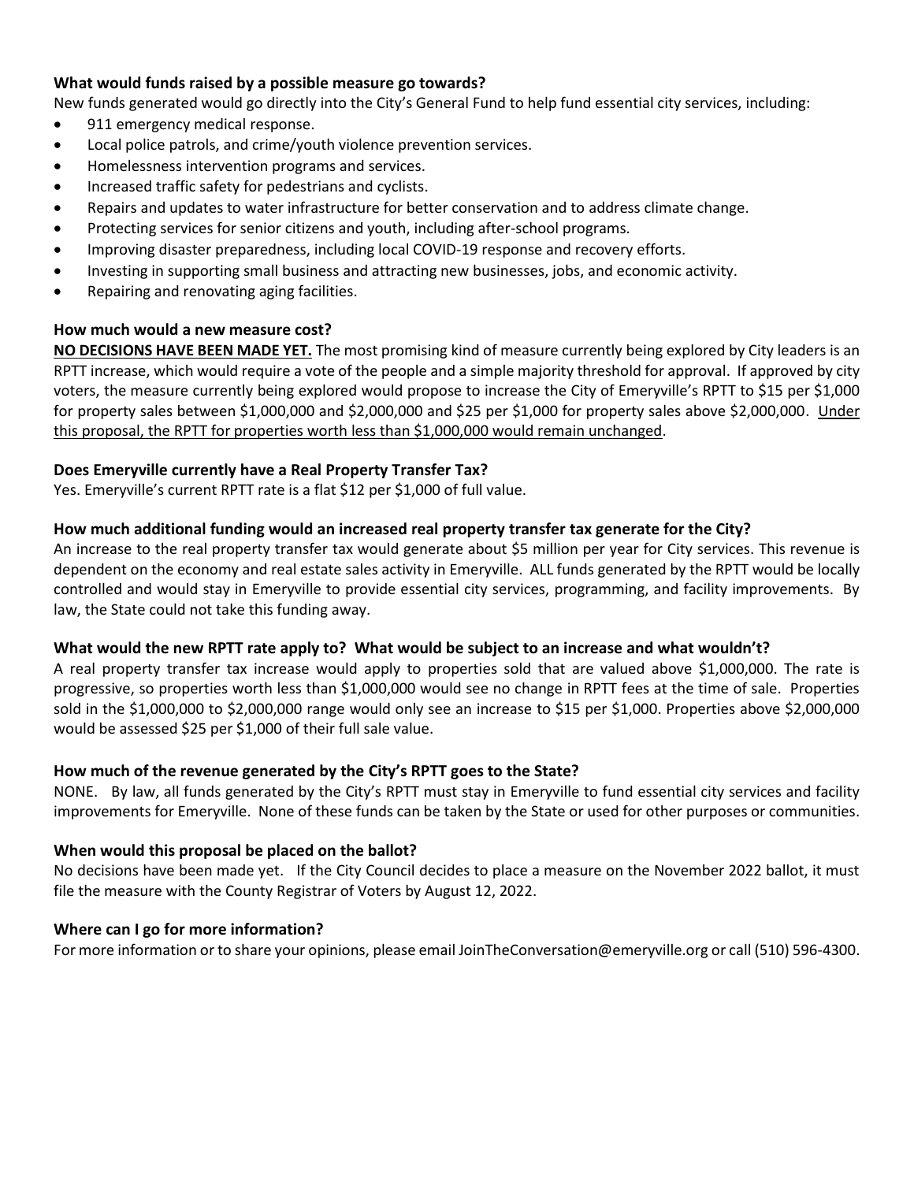**What would funds raised by a possible measure go towards?**

New funds generated would go directly into the City's General Fund to help fund essential city services, including:

- 911 emergency medical response.
- Local police patrols, and crime/youth violence prevention services.
- Homelessness intervention programs and services.
- Increased traffic safety for pedestrians and cyclists.
- Repairs and updates to water infrastructure for better conservation and to address climate change.
- Protecting services for senior citizens and youth, including after-school programs.
- Improving disaster preparedness, including local COVID-19 response and recovery efforts.
- Investing in supporting small business and attracting new businesses, jobs, and economic activity.
- Repairing and renovating aging facilities.

**How much would a new measure cost?**

<u>**NO DECISIONS HAVE BEEN MADE YET.**</u> The most promising kind of measure currently being explored by City leaders is an RPTT increase, which would require a vote of the people and a simple majority threshold for approval. If approved by city voters, the measure currently being explored would propose to increase the City of Emeryville's RPTT to $15 per $1,000 for property sales between $1,000,000 and $2,000,000 and $25 per $1,000 for property sales above $2,000,000. <u>Under this proposal, the RPTT for properties worth less than $1,000,000 would remain unchanged</u>.

**Does Emeryville currently have a Real Property Transfer Tax?**

Yes. Emeryville's current RPTT rate is a flat $12 per $1,000 of full value.

**How much additional funding would an increased real property transfer tax generate for the City?**

An increase to the real property transfer tax would generate about $5 million per year for City services. This revenue is dependent on the economy and real estate sales activity in Emeryville. ALL funds generated by the RPTT would be locally controlled and would stay in Emeryville to provide essential city services, programming, and facility improvements. By law, the State could not take this funding away.

**What would the new RPTT rate apply to? What would be subject to an increase and what wouldn't?**

A real property transfer tax increase would apply to properties sold that are valued above $1,000,000. The rate is progressive, so properties worth less than $1,000,000 would see no change in RPTT fees at the time of sale. Properties sold in the $1,000,000 to $2,000,000 range would only see an increase to $15 per $1,000. Properties above $2,000,000 would be assessed $25 per $1,000 of their full sale value.

**How much of the revenue generated by the City's RPTT goes to the State?**

NONE. By law, all funds generated by the City's RPTT must stay in Emeryville to fund essential city services and facility improvements for Emeryville. None of these funds can be taken by the State or used for other purposes or communities.

**When would this proposal be placed on the ballot?**

No decisions have been made yet. If the City Council decides to place a measure on the November 2022 ballot, it must file the measure with the County Registrar of Voters by August 12, 2022.

**Where can I go for more information?**

For more information or to share your opinions, please email JoinTheConversation@emeryville.org or call (510) 596-4300.